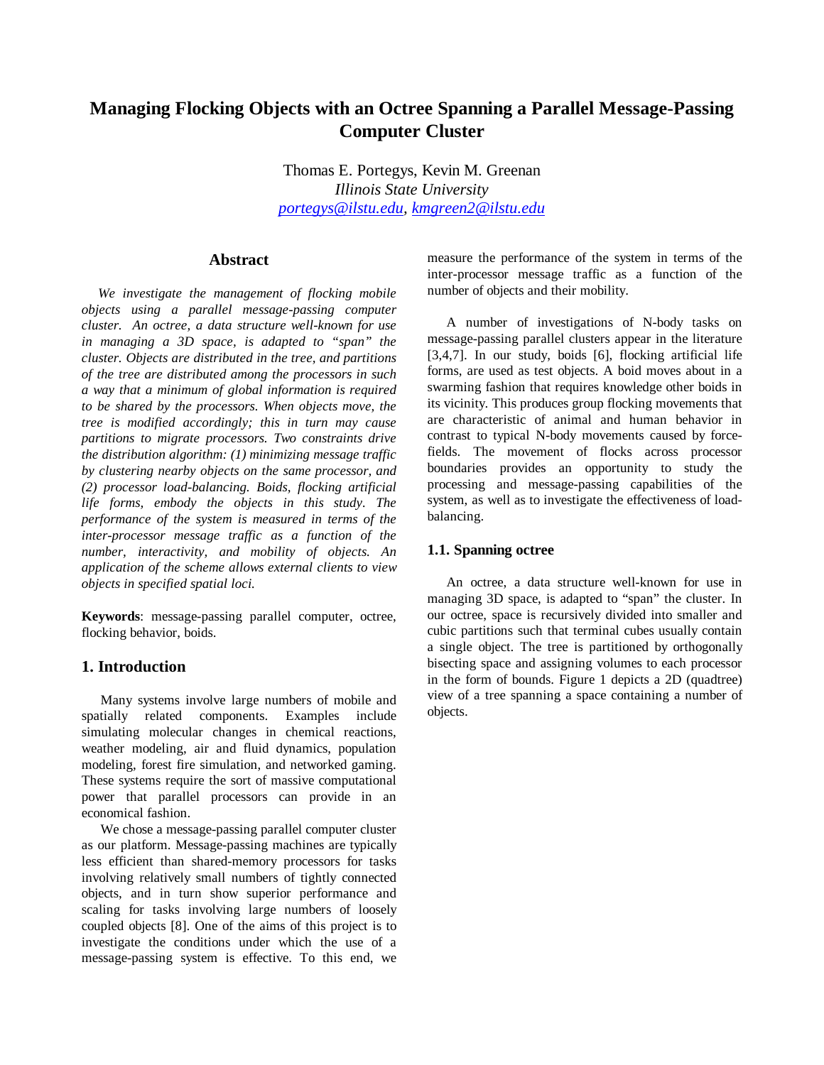# Managing Flocking Objects with an Octree Spanning a Parallel Message-Passing Computer Cluster

Thomas E. Portegys, Kevin M. Greenan
*Illinois State University*
portegys@ilstu.edu, kmgreen2@ilstu.edu

## Abstract

*We investigate the management of flocking mobile objects using a parallel message-passing computer cluster. An octree, a data structure well-known for use in managing a 3D space, is adapted to "span" the cluster. Objects are distributed in the tree, and partitions of the tree are distributed among the processors in such a way that a minimum of global information is required to be shared by the processors. When objects move, the tree is modified accordingly; this in turn may cause partitions to migrate processors. Two constraints drive the distribution algorithm: (1) minimizing message traffic by clustering nearby objects on the same processor, and (2) processor load-balancing. Boids, flocking artificial life forms, embody the objects in this study. The performance of the system is measured in terms of the inter-processor message traffic as a function of the number, interactivity, and mobility of objects. An application of the scheme allows external clients to view objects in specified spatial loci.*

**Keywords**: message-passing parallel computer, octree, flocking behavior, boids.

## 1. Introduction

Many systems involve large numbers of mobile and spatially related components. Examples include simulating molecular changes in chemical reactions, weather modeling, air and fluid dynamics, population modeling, forest fire simulation, and networked gaming. These systems require the sort of massive computational power that parallel processors can provide in an economical fashion.

We chose a message-passing parallel computer cluster as our platform. Message-passing machines are typically less efficient than shared-memory processors for tasks involving relatively small numbers of tightly connected objects, and in turn show superior performance and scaling for tasks involving large numbers of loosely coupled objects [8]. One of the aims of this project is to investigate the conditions under which the use of a message-passing system is effective. To this end, we measure the performance of the system in terms of the inter-processor message traffic as a function of the number of objects and their mobility.

A number of investigations of N-body tasks on message-passing parallel clusters appear in the literature [3,4,7]. In our study, boids [6], flocking artificial life forms, are used as test objects. A boid moves about in a swarming fashion that requires knowledge other boids in its vicinity. This produces group flocking movements that are characteristic of animal and human behavior in contrast to typical N-body movements caused by force-fields. The movement of flocks across processor boundaries provides an opportunity to study the processing and message-passing capabilities of the system, as well as to investigate the effectiveness of load-balancing.

### 1.1. Spanning octree

An octree, a data structure well-known for use in managing 3D space, is adapted to "span" the cluster. In our octree, space is recursively divided into smaller and cubic partitions such that terminal cubes usually contain a single object. The tree is partitioned by orthogonally bisecting space and assigning volumes to each processor in the form of bounds. Figure 1 depicts a 2D (quadtree) view of a tree spanning a space containing a number of objects.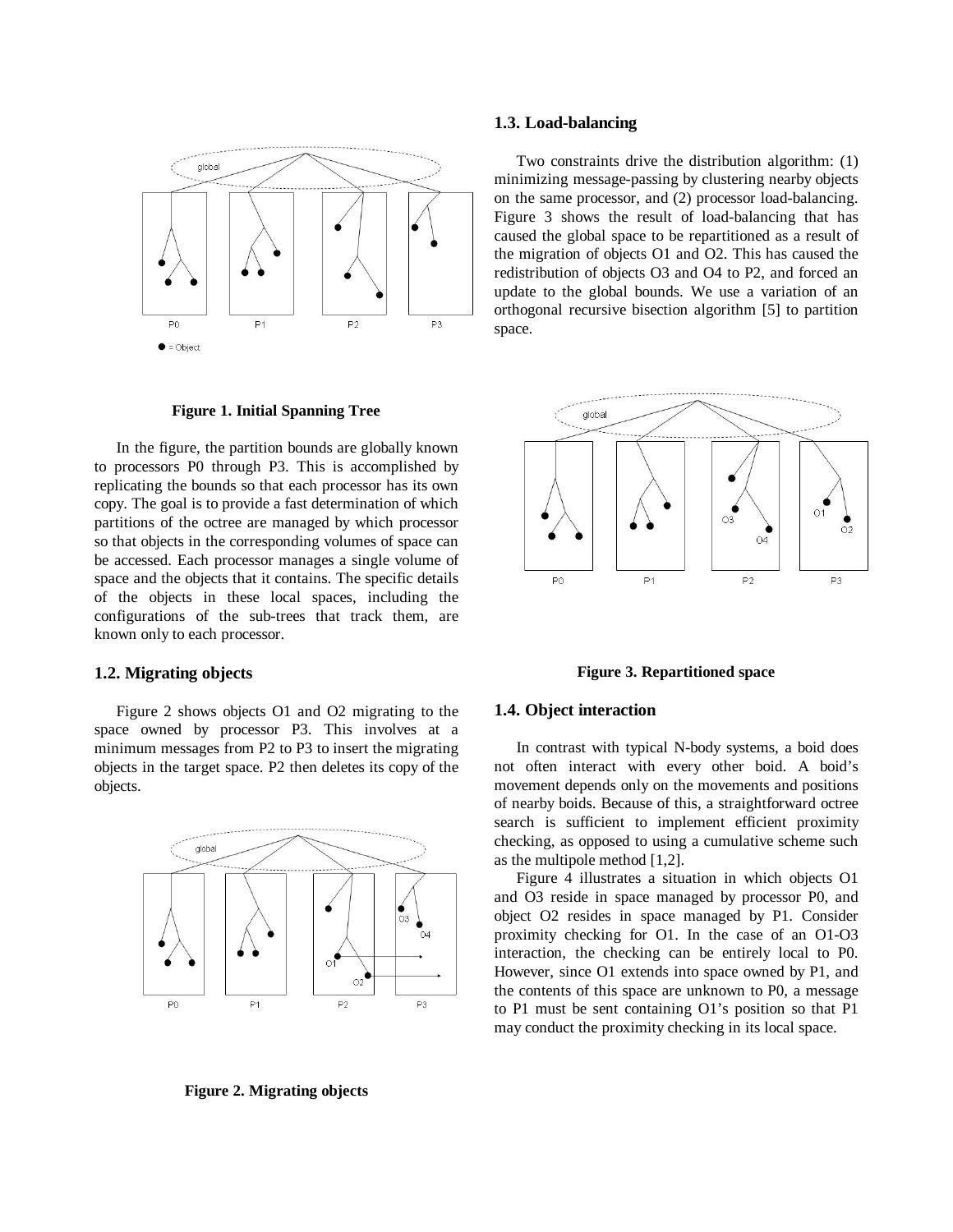**Figure 1. Initial Spanning Tree**

In the figure, the partition bounds are globally known to processors P0 through P3. This is accomplished by replicating the bounds so that each processor has its own copy. The goal is to provide a fast determination of which partitions of the octree are managed by which processor so that objects in the corresponding volumes of space can be accessed. Each processor manages a single volume of space and the objects that it contains. The specific details of the objects in these local spaces, including the configurations of the sub-trees that track them, are known only to each processor.

### 1.2. Migrating objects

Figure 2 shows objects O1 and O2 migrating to the space owned by processor P3. This involves at a minimum messages from P2 to P3 to insert the migrating objects in the target space. P2 then deletes its copy of the objects.

**Figure 2. Migrating objects**

### 1.3. Load-balancing

Two constraints drive the distribution algorithm: (1) minimizing message-passing by clustering nearby objects on the same processor, and (2) processor load-balancing. Figure 3 shows the result of load-balancing that has caused the global space to be repartitioned as a result of the migration of objects O1 and O2. This has caused the redistribution of objects O3 and O4 to P2, and forced an update to the global bounds. We use a variation of an orthogonal recursive bisection algorithm [5] to partition space.

**Figure 3. Repartitioned space**

### 1.4. Object interaction

In contrast with typical N-body systems, a boid does not often interact with every other boid. A boid's movement depends only on the movements and positions of nearby boids. Because of this, a straightforward octree search is sufficient to implement efficient proximity checking, as opposed to using a cumulative scheme such as the multipole method [1,2].

Figure 4 illustrates a situation in which objects O1 and O3 reside in space managed by processor P0, and object O2 resides in space managed by P1. Consider proximity checking for O1. In the case of an O1-O3 interaction, the checking can be entirely local to P0. However, since O1 extends into space owned by P1, and the contents of this space are unknown to P0, a message to P1 must be sent containing O1's position so that P1 may conduct the proximity checking in its local space.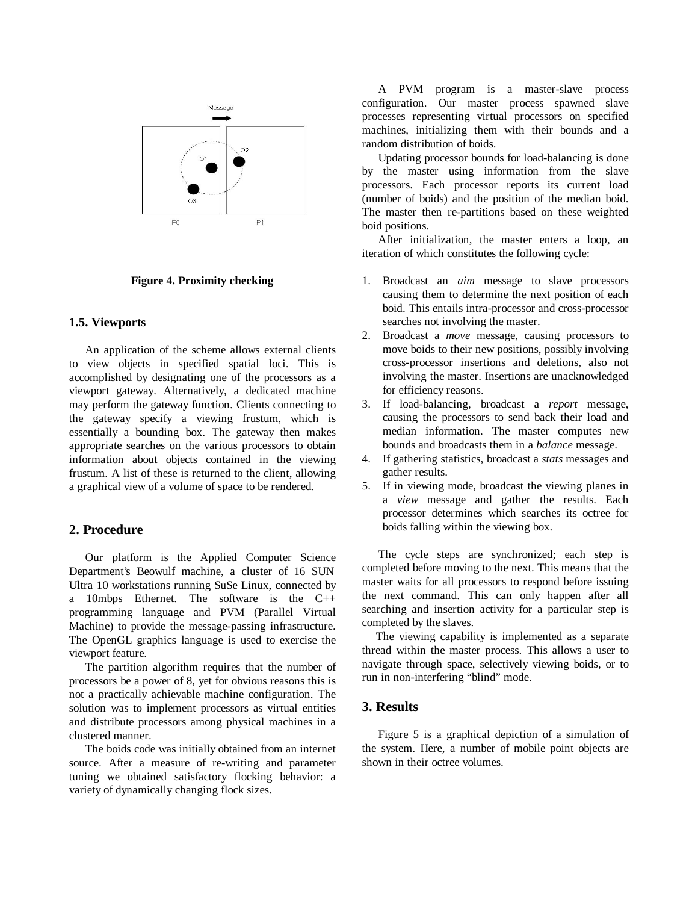Figure 4. Proximity checking

### 1.5. Viewports

An application of the scheme allows external clients to view objects in specified spatial loci. This is accomplished by designating one of the processors as a viewport gateway. Alternatively, a dedicated machine may perform the gateway function. Clients connecting to the gateway specify a viewing frustum, which is essentially a bounding box. The gateway then makes appropriate searches on the various processors to obtain information about objects contained in the viewing frustum. A list of these is returned to the client, allowing a graphical view of a volume of space to be rendered.

## 2. Procedure

Our platform is the Applied Computer Science Department's Beowulf machine, a cluster of 16 SUN Ultra 10 workstations running SuSe Linux, connected by a 10mbps Ethernet. The software is the C++ programming language and PVM (Parallel Virtual Machine) to provide the message-passing infrastructure. The OpenGL graphics language is used to exercise the viewport feature.

The partition algorithm requires that the number of processors be a power of 8, yet for obvious reasons this is not a practically achievable machine configuration. The solution was to implement processors as virtual entities and distribute processors among physical machines in a clustered manner.

The boids code was initially obtained from an internet source. After a measure of re-writing and parameter tuning we obtained satisfactory flocking behavior: a variety of dynamically changing flock sizes.

A PVM program is a master-slave process configuration. Our master process spawned slave processes representing virtual processors on specified machines, initializing them with their bounds and a random distribution of boids.

Updating processor bounds for load-balancing is done by the master using information from the slave processors. Each processor reports its current load (number of boids) and the position of the median boid. The master then re-partitions based on these weighted boid positions.

After initialization, the master enters a loop, an iteration of which constitutes the following cycle:

1. Broadcast an *aim* message to slave processors causing them to determine the next position of each boid. This entails intra-processor and cross-processor searches not involving the master.
2. Broadcast a *move* message, causing processors to move boids to their new positions, possibly involving cross-processor insertions and deletions, also not involving the master. Insertions are unacknowledged for efficiency reasons.
3. If load-balancing, broadcast a *report* message, causing the processors to send back their load and median information. The master computes new bounds and broadcasts them in a *balance* message.
4. If gathering statistics, broadcast a *stats* messages and gather results.
5. If in viewing mode, broadcast the viewing planes in a *view* message and gather the results. Each processor determines which searches its octree for boids falling within the viewing box.

The cycle steps are synchronized; each step is completed before moving to the next. This means that the master waits for all processors to respond before issuing the next command. This can only happen after all searching and insertion activity for a particular step is completed by the slaves.

The viewing capability is implemented as a separate thread within the master process. This allows a user to navigate through space, selectively viewing boids, or to run in non-interfering "blind" mode.

## 3. Results

Figure 5 is a graphical depiction of a simulation of the system. Here, a number of mobile point objects are shown in their octree volumes.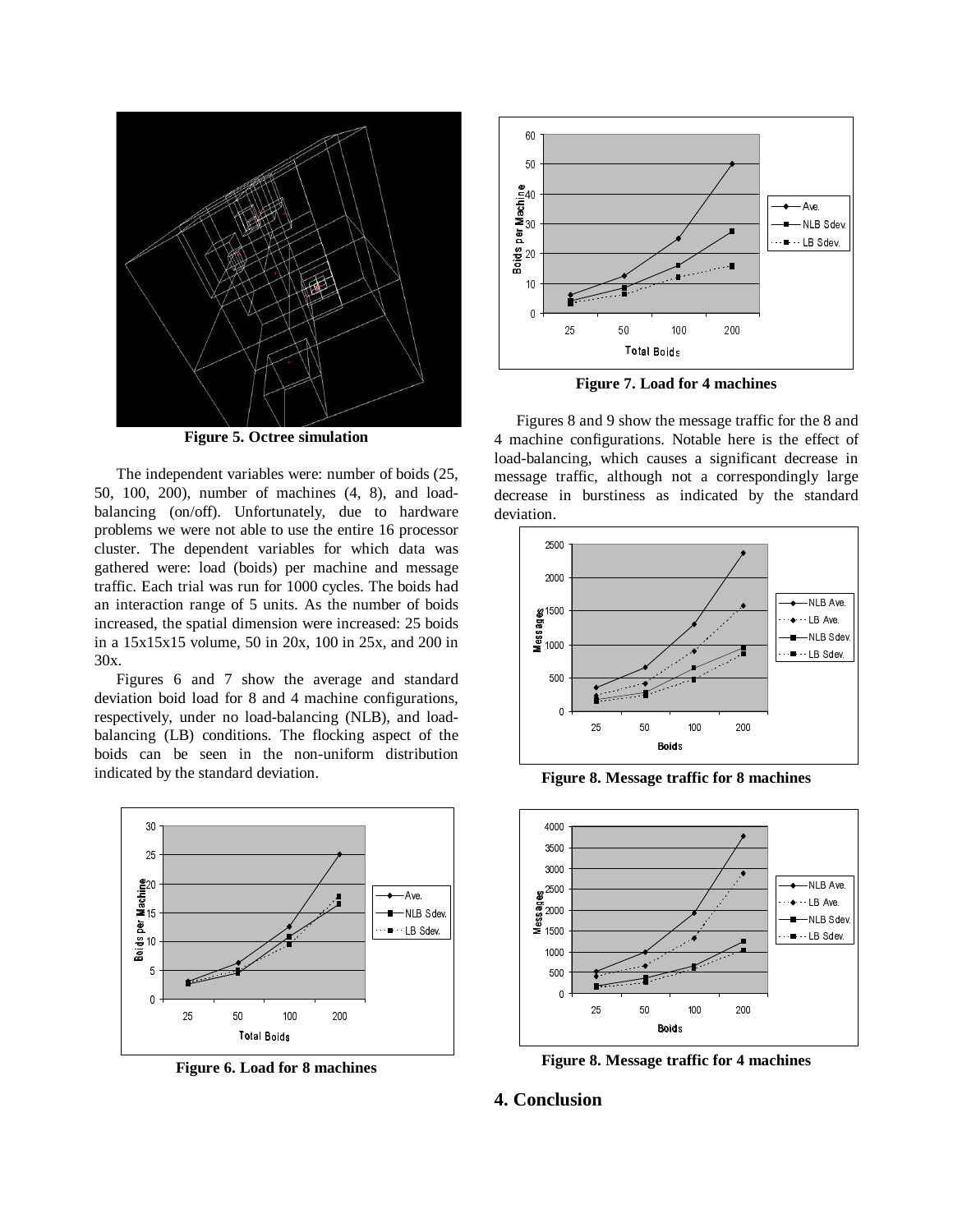Figure 5. Octree simulation

The independent variables were: number of boids (25, 50, 100, 200), number of machines (4, 8), and load-balancing (on/off). Unfortunately, due to hardware problems we were not able to use the entire 16 processor cluster. The dependent variables for which data was gathered were: load (boids) per machine and message traffic. Each trial was run for 1000 cycles. The boids had an interaction range of 5 units. As the number of boids increased, the spatial dimension were increased: 25 boids in a 15x15x15 volume, 50 in 20x, 100 in 25x, and 200 in 30x.

Figures 6 and 7 show the average and standard deviation boid load for 8 and 4 machine configurations, respectively, under no load-balancing (NLB), and load-balancing (LB) conditions. The flocking aspect of the boids can be seen in the non-uniform distribution indicated by the standard deviation.

Figure 6. Load for 8 machines

Figure 7. Load for 4 machines

Figures 8 and 9 show the message traffic for the 8 and 4 machine configurations. Notable here is the effect of load-balancing, which causes a significant decrease in message traffic, although not a correspondingly large decrease in burstiness as indicated by the standard deviation.

Figure 8. Message traffic for 8 machines

Figure 8. Message traffic for 4 machines

## 4. Conclusion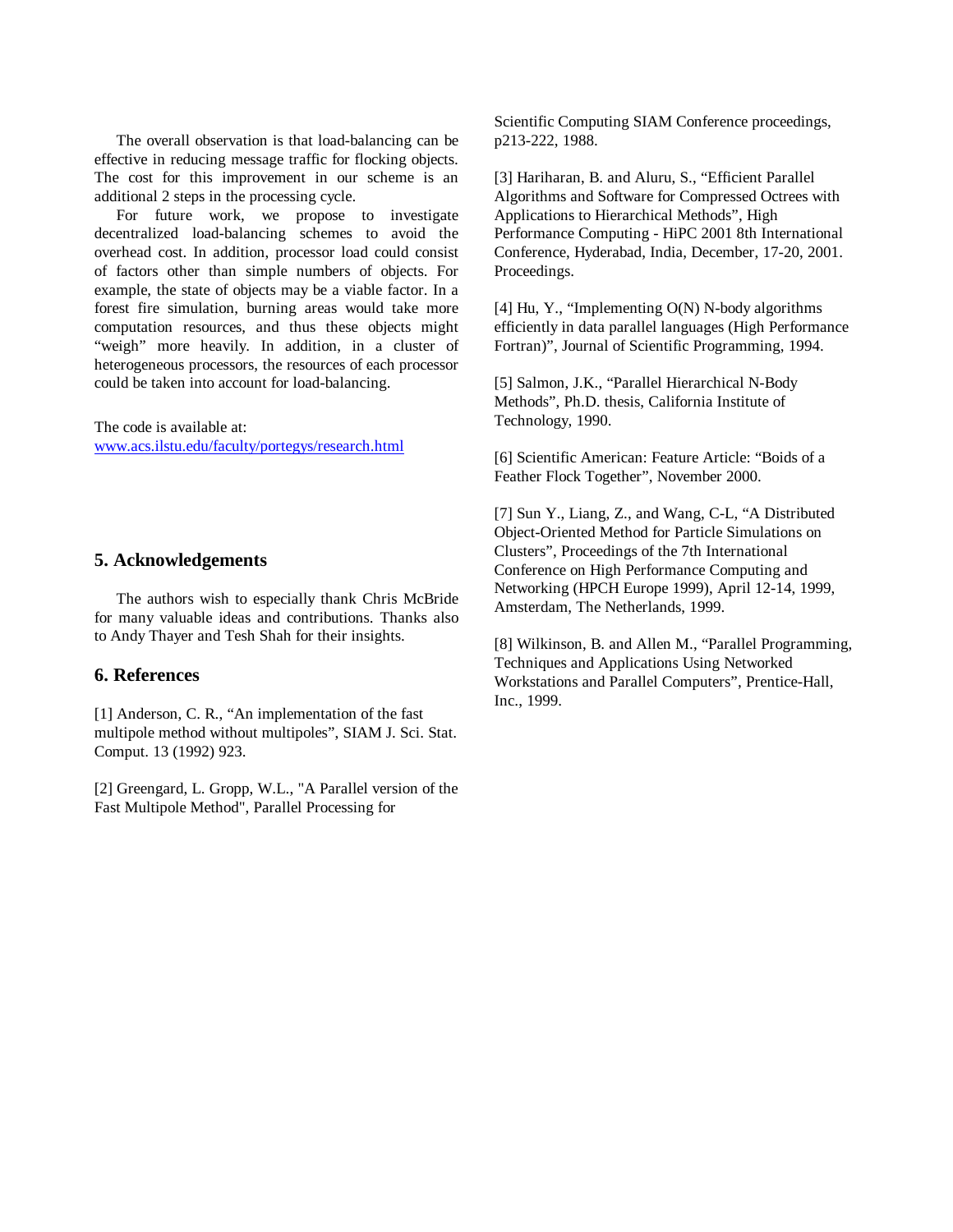The overall observation is that load-balancing can be effective in reducing message traffic for flocking objects. The cost for this improvement in our scheme is an additional 2 steps in the processing cycle.

For future work, we propose to investigate decentralized load-balancing schemes to avoid the overhead cost. In addition, processor load could consist of factors other than simple numbers of objects. For example, the state of objects may be a viable factor. In a forest fire simulation, burning areas would take more computation resources, and thus these objects might "weigh" more heavily. In addition, in a cluster of heterogeneous processors, the resources of each processor could be taken into account for load-balancing.

The code is available at:
[www.acs.ilstu.edu/faculty/portegys/research.html](www.acs.ilstu.edu/faculty/portegys/research.html)

## 5. Acknowledgements

The authors wish to especially thank Chris McBride for many valuable ideas and contributions. Thanks also to Andy Thayer and Tesh Shah for their insights.

## 6. References

[1] Anderson, C. R., "An implementation of the fast multipole method without multipoles", SIAM J. Sci. Stat. Comput. 13 (1992) 923.

[2] Greengard, L. Gropp, W.L., "A Parallel version of the Fast Multipole Method", Parallel Processing for Scientific Computing SIAM Conference proceedings, p213-222, 1988.

[3] Hariharan, B. and Aluru, S., "Efficient Parallel Algorithms and Software for Compressed Octrees with Applications to Hierarchical Methods", High Performance Computing - HiPC 2001 8th International Conference, Hyderabad, India, December, 17-20, 2001. Proceedings.

[4] Hu, Y., "Implementing O(N) N-body algorithms efficiently in data parallel languages (High Performance Fortran)", Journal of Scientific Programming, 1994.

[5] Salmon, J.K., "Parallel Hierarchical N-Body Methods", Ph.D. thesis, California Institute of Technology, 1990.

[6] Scientific American: Feature Article: "Boids of a Feather Flock Together", November 2000.

[7] Sun Y., Liang, Z., and Wang, C-L, "A Distributed Object-Oriented Method for Particle Simulations on Clusters", Proceedings of the 7th International Conference on High Performance Computing and Networking (HPCH Europe 1999), April 12-14, 1999, Amsterdam, The Netherlands, 1999.

[8] Wilkinson, B. and Allen M., "Parallel Programming, Techniques and Applications Using Networked Workstations and Parallel Computers", Prentice-Hall, Inc., 1999.